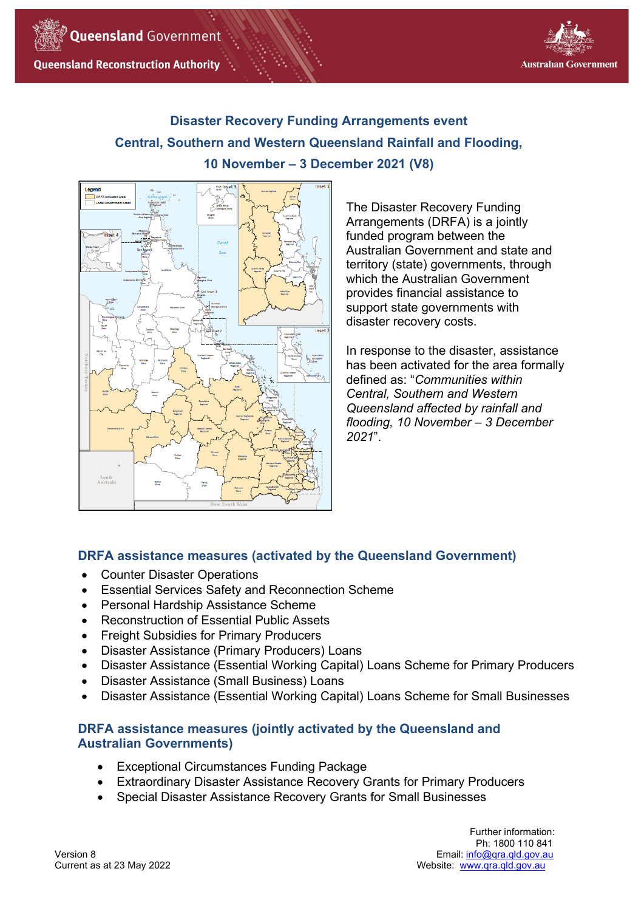# Disaster Recovery Funding Arrangements event

# Central, Southern and Western Queensland Rainfall and Flooding, 10 November – 3 December 2021 (V8)

The Disaster Recovery Funding Arrangements (DRFA) is a jointly funded program between the Australian Government and state and territory (state) governments, through which the Australian Government provides financial assistance to support state governments with disaster recovery costs.

In response to the disaster, assistance has been activated for the area formally defined as: "*Communities within Central, Southern and Western Queensland affected by rainfall and flooding, 10 November – 3 December 2021*".

## DRFA assistance measures (activated by the Queensland Government)

- Counter Disaster Operations
- Essential Services Safety and Reconnection Scheme
- Personal Hardship Assistance Scheme
- Reconstruction of Essential Public Assets
- Freight Subsidies for Primary Producers
- Disaster Assistance (Primary Producers) Loans
- Disaster Assistance (Essential Working Capital) Loans Scheme for Primary Producers
- Disaster Assistance (Small Business) Loans
- Disaster Assistance (Essential Working Capital) Loans Scheme for Small Businesses

## DRFA assistance measures (jointly activated by the Queensland and Australian Governments)

- Exceptional Circumstances Funding Package
- Extraordinary Disaster Assistance Recovery Grants for Primary Producers
- Special Disaster Assistance Recovery Grants for Small Businesses

Version 8
Current as at 23 May 2022

Further information:
Ph: 1800 110 841
Email: info@qra.qld.gov.au
Website: www.qra.qld.gov.au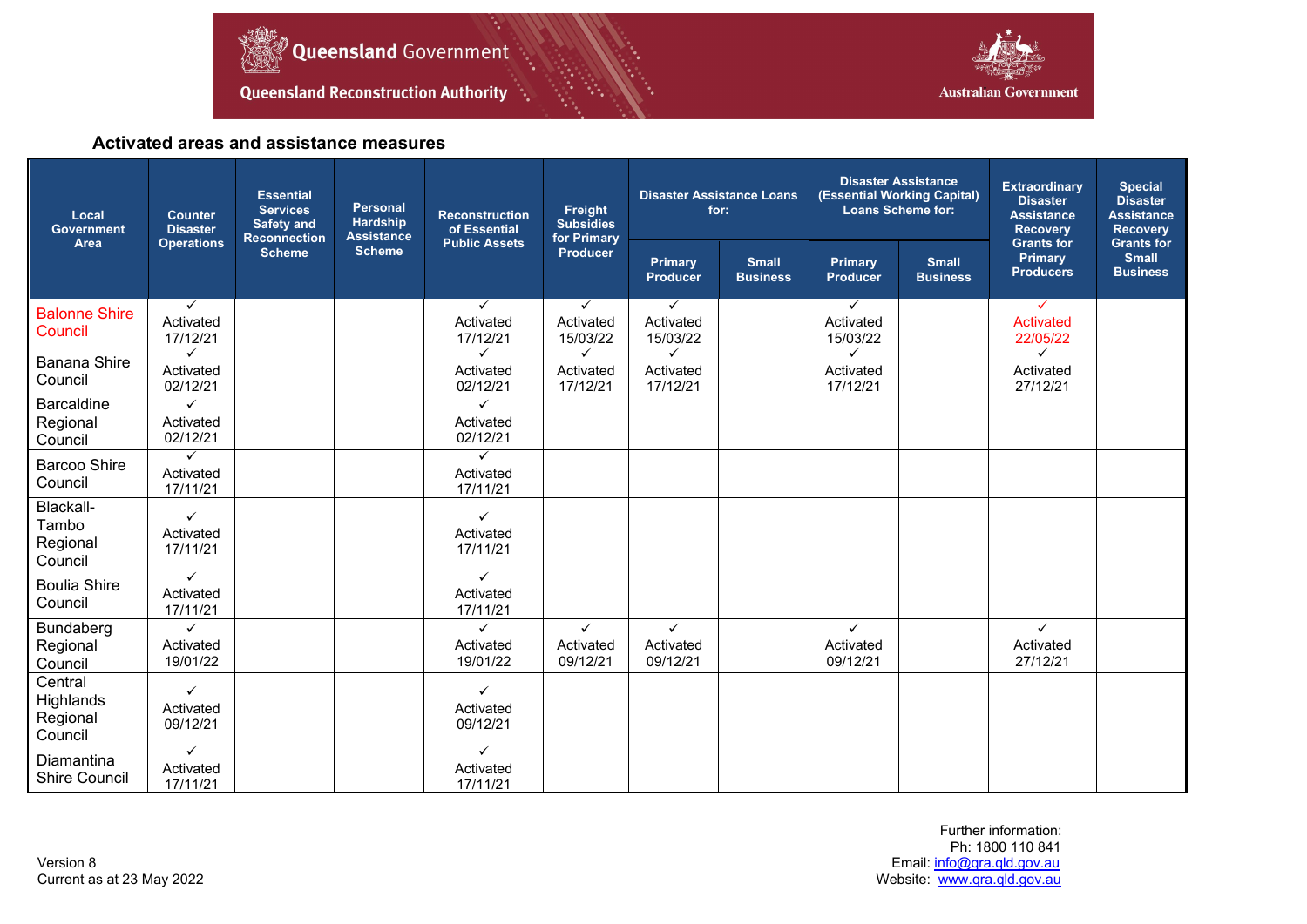## Activated areas and assistance measures

| Local Government Area | Counter Disaster Operations | Essential Services Safety and Reconnection Scheme | Personal Hardship Assistance Scheme | Reconstruction of Essential Public Assets | Freight Subsidies for Primary Producer | Disaster Assistance Loans for: | | Disaster Assistance (Essential Working Capital) Loans Scheme for: | | Extraordinary Disaster Assistance Recovery Grants for Primary Producers | Special Disaster Assistance Recovery Grants for Small Business |
|---|---|---|---|---|---|---|---|---|---|---|---|
| | | | | | | Primary Producer | Small Business | Primary Producer | Small Business | | |
| Balonne Shire Council | ✓ Activated 17/12/21 | | | ✓ Activated 17/12/21 | ✓ Activated 15/03/22 | ✓ Activated 15/03/22 | | ✓ Activated 15/03/22 | | ✓ Activated 22/05/22 | |
| Banana Shire Council | ✓ Activated 02/12/21 | | | ✓ Activated 02/12/21 | ✓ Activated 17/12/21 | ✓ Activated 17/12/21 | | ✓ Activated 17/12/21 | | ✓ Activated 27/12/21 | |
| Barcaldine Regional Council | ✓ Activated 02/12/21 | | | ✓ Activated 02/12/21 | | | | | | | |
| Barcoo Shire Council | ✓ Activated 17/11/21 | | | ✓ Activated 17/11/21 | | | | | | | |
| Blackall-Tambo Regional Council | ✓ Activated 17/11/21 | | | ✓ Activated 17/11/21 | | | | | | | |
| Boulia Shire Council | ✓ Activated 17/11/21 | | | ✓ Activated 17/11/21 | | | | | | | |
| Bundaberg Regional Council | ✓ Activated 19/01/22 | | | ✓ Activated 19/01/22 | ✓ Activated 09/12/21 | ✓ Activated 09/12/21 | | ✓ Activated 09/12/21 | | ✓ Activated 27/12/21 | |
| Central Highlands Regional Council | ✓ Activated 09/12/21 | | | ✓ Activated 09/12/21 | | | | | | | |
| Diamantina Shire Council | ✓ Activated 17/11/21 | | | ✓ Activated 17/11/21 | | | | | | | |

Version 8
Current as at 23 May 2022

Further information:
Ph: 1800 110 841
Email: info@qra.qld.gov.au
Website: www.qra.qld.gov.au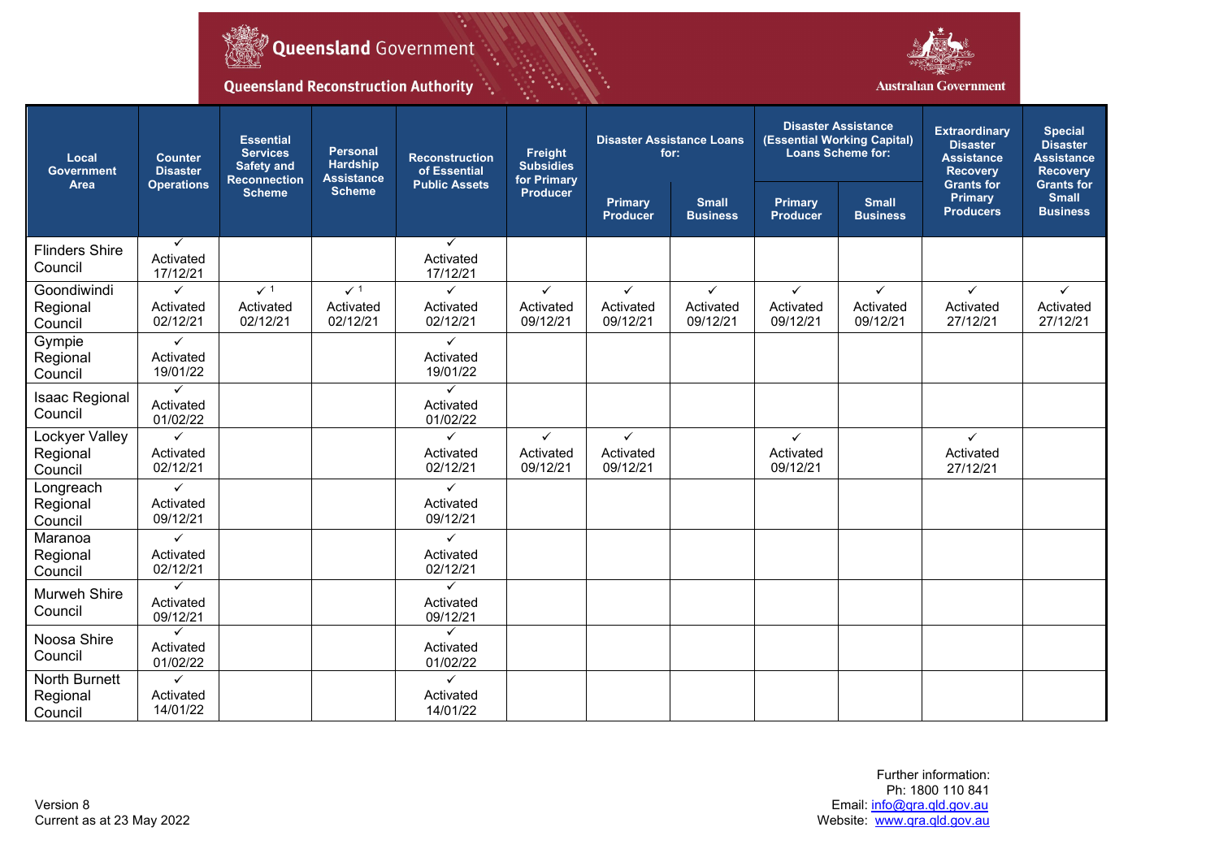| Local Government Area | Counter Disaster Operations | Essential Services Safety and Reconnection Scheme | Personal Hardship Assistance Scheme | Reconstruction of Essential Public Assets | Freight Subsidies for Primary Producer | Disaster Assistance Loans for: | | Disaster Assistance (Essential Working Capital) Loans Scheme for: | | Extraordinary Disaster Assistance Recovery Grants for Primary Producers | Special Disaster Assistance Recovery Grants for Small Business |
|---|---|---|---|---|---|---|---|---|---|---|---|
| | | | | | | Primary Producer | Small Business | Primary Producer | Small Business | | |
| Flinders Shire Council | ✓ Activated 17/12/21 | | | ✓ Activated 17/12/21 | | | | | | | |
| Goondiwindi Regional Council | ✓ Activated 02/12/21 | ✓ [1] Activated 02/12/21 | ✓ [1] Activated 02/12/21 | ✓ Activated 02/12/21 | ✓ Activated 09/12/21 | ✓ Activated 09/12/21 | ✓ Activated 09/12/21 | ✓ Activated 09/12/21 | ✓ Activated 09/12/21 | ✓ Activated 27/12/21 | ✓ Activated 27/12/21 |
| Gympie Regional Council | ✓ Activated 19/01/22 | | | ✓ Activated 19/01/22 | | | | | | | |
| Isaac Regional Council | ✓ Activated 01/02/22 | | | ✓ Activated 01/02/22 | | | | | | | |
| Lockyer Valley Regional Council | ✓ Activated 02/12/21 | | | ✓ Activated 02/12/21 | ✓ Activated 09/12/21 | ✓ Activated 09/12/21 | | ✓ Activated 09/12/21 | | ✓ Activated 27/12/21 | |
| Longreach Regional Council | ✓ Activated 09/12/21 | | | ✓ Activated 09/12/21 | | | | | | | |
| Maranoa Regional Council | ✓ Activated 02/12/21 | | | ✓ Activated 02/12/21 | | | | | | | |
| Murweh Shire Council | ✓ Activated 09/12/21 | | | ✓ Activated 09/12/21 | | | | | | | |
| Noosa Shire Council | ✓ Activated 01/02/22 | | | ✓ Activated 01/02/22 | | | | | | | |
| North Burnett Regional Council | ✓ Activated 14/01/22 | | | ✓ Activated 14/01/22 | | | | | | | |

Version 8
Current as at 23 May 2022

Further information:
Ph: 1800 110 841
Email: info@qra.qld.gov.au
Website: www.qra.qld.gov.au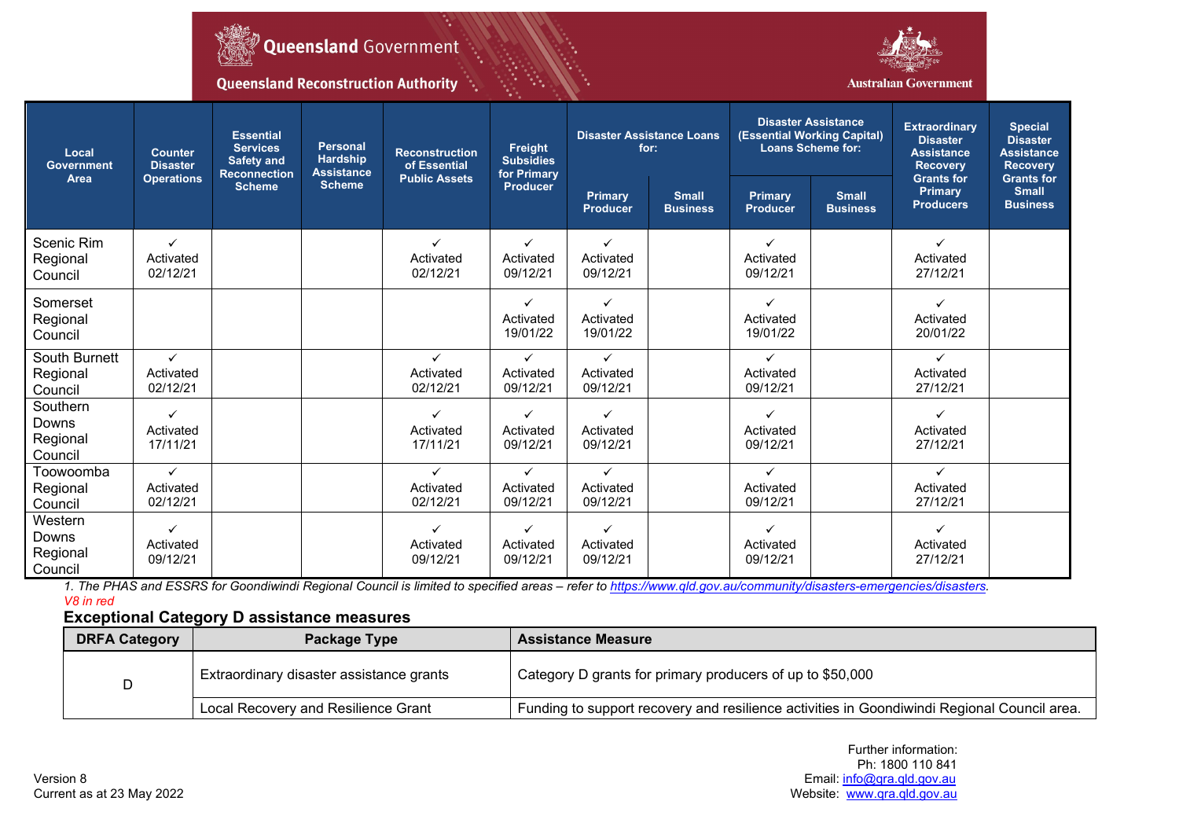| Local Government Area | Counter Disaster Operations | Essential Services Safety and Reconnection Scheme | Personal Hardship Assistance Scheme | Reconstruction of Essential Public Assets | Freight Subsidies for Primary Producer | Disaster Assistance Loans for: | | Disaster Assistance (Essential Working Capital) Loans Scheme for: | | Extraordinary Disaster Assistance Recovery Grants for Primary Producers | Special Disaster Assistance Recovery Grants for Small Business |
|---|---|---|---|---|---|---|---|---|---|---|---|
| | | | | | | Primary Producer | Small Business | Primary Producer | Small Business | | |
| Scenic Rim Regional Council | ✓ Activated 02/12/21 | | | ✓ Activated 02/12/21 | ✓ Activated 09/12/21 | ✓ Activated 09/12/21 | | ✓ Activated 09/12/21 | | ✓ Activated 27/12/21 | |
| Somerset Regional Council | | | | | ✓ Activated 19/01/22 | ✓ Activated 19/01/22 | | ✓ Activated 19/01/22 | | ✓ Activated 20/01/22 | |
| South Burnett Regional Council | ✓ Activated 02/12/21 | | | ✓ Activated 02/12/21 | ✓ Activated 09/12/21 | ✓ Activated 09/12/21 | | ✓ Activated 09/12/21 | | ✓ Activated 27/12/21 | |
| Southern Downs Regional Council | ✓ Activated 17/11/21 | | | ✓ Activated 17/11/21 | ✓ Activated 09/12/21 | ✓ Activated 09/12/21 | | ✓ Activated 09/12/21 | | ✓ Activated 27/12/21 | |
| Toowoomba Regional Council | ✓ Activated 02/12/21 | | | ✓ Activated 02/12/21 | ✓ Activated 09/12/21 | ✓ Activated 09/12/21 | | ✓ Activated 09/12/21 | | ✓ Activated 27/12/21 | |
| Western Downs Regional Council | ✓ Activated 09/12/21 | | | ✓ Activated 09/12/21 | ✓ Activated 09/12/21 | ✓ Activated 09/12/21 | | ✓ Activated 09/12/21 | | ✓ Activated 27/12/21 | |

*1. The PHAS and ESSRS for Goondiwindi Regional Council is limited to specified areas – refer to https://www.qld.gov.au/community/disasters-emergencies/disasters.*

*V8 in red*

### Exceptional Category D assistance measures

| DRFA Category | Package Type | Assistance Measure |
|---|---|---|
| D | Extraordinary disaster assistance grants | Category D grants for primary producers of up to $50,000 |
| | Local Recovery and Resilience Grant | Funding to support recovery and resilience activities in Goondiwindi Regional Council area. |

Further information:
Ph: 1800 110 841
Email: info@qra.qld.gov.au
Website: www.qra.qld.gov.au

Version 8
Current as at 23 May 2022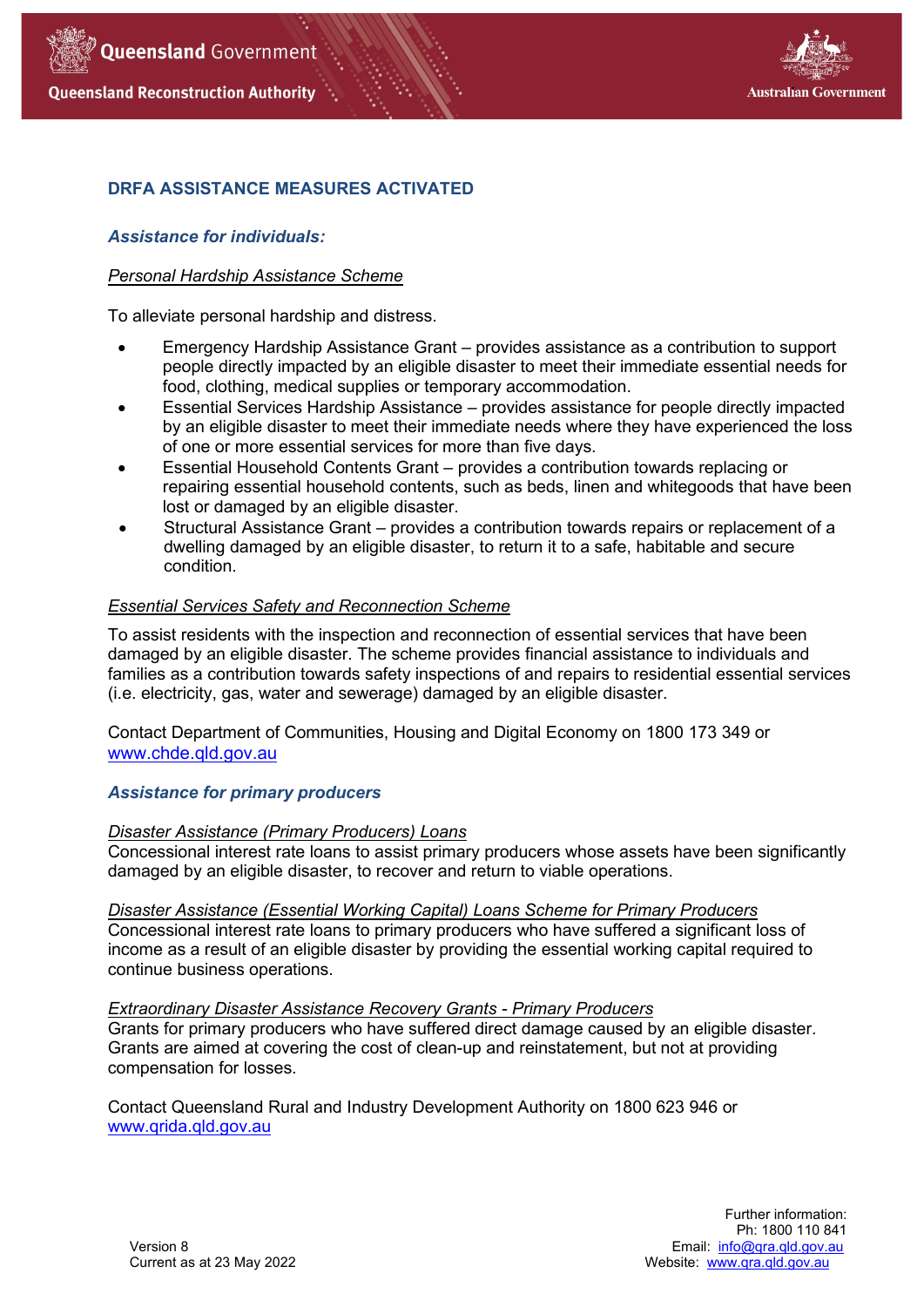## DRFA ASSISTANCE MEASURES ACTIVATED

### *Assistance for individuals:*

*Personal Hardship Assistance Scheme*

To alleviate personal hardship and distress.

- Emergency Hardship Assistance Grant – provides assistance as a contribution to support people directly impacted by an eligible disaster to meet their immediate essential needs for food, clothing, medical supplies or temporary accommodation.
- Essential Services Hardship Assistance – provides assistance for people directly impacted by an eligible disaster to meet their immediate needs where they have experienced the loss of one or more essential services for more than five days.
- Essential Household Contents Grant – provides a contribution towards replacing or repairing essential household contents, such as beds, linen and whitegoods that have been lost or damaged by an eligible disaster.
- Structural Assistance Grant – provides a contribution towards repairs or replacement of a dwelling damaged by an eligible disaster, to return it to a safe, habitable and secure condition.

*Essential Services Safety and Reconnection Scheme*

To assist residents with the inspection and reconnection of essential services that have been damaged by an eligible disaster. The scheme provides financial assistance to individuals and families as a contribution towards safety inspections of and repairs to residential essential services (i.e. electricity, gas, water and sewerage) damaged by an eligible disaster.

Contact Department of Communities, Housing and Digital Economy on 1800 173 349 or www.chde.qld.gov.au

### *Assistance for primary producers*

*Disaster Assistance (Primary Producers) Loans*
Concessional interest rate loans to assist primary producers whose assets have been significantly damaged by an eligible disaster, to recover and return to viable operations.

*Disaster Assistance (Essential Working Capital) Loans Scheme for Primary Producers*
Concessional interest rate loans to primary producers who have suffered a significant loss of income as a result of an eligible disaster by providing the essential working capital required to continue business operations.

*Extraordinary Disaster Assistance Recovery Grants - Primary Producers*
Grants for primary producers who have suffered direct damage caused by an eligible disaster. Grants are aimed at covering the cost of clean-up and reinstatement, but not at providing compensation for losses.

Contact Queensland Rural and Industry Development Authority on 1800 623 946 or www.qrida.qld.gov.au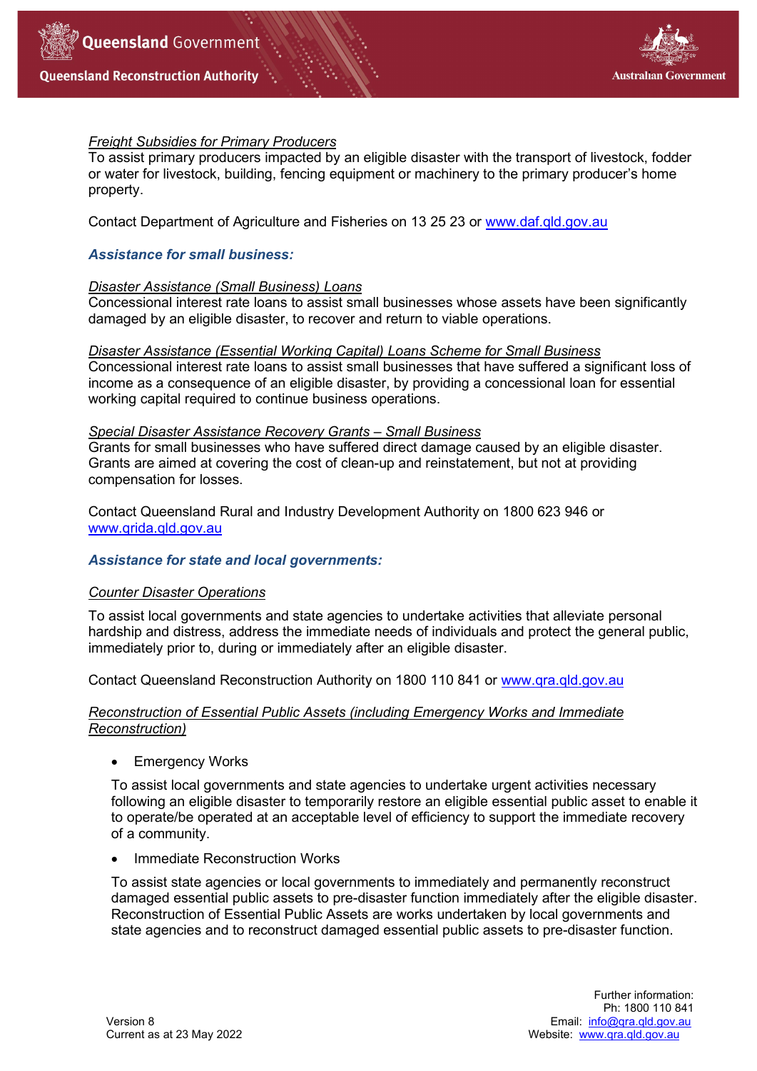*Freight Subsidies for Primary Producers*
To assist primary producers impacted by an eligible disaster with the transport of livestock, fodder or water for livestock, building, fencing equipment or machinery to the primary producer's home property.

Contact Department of Agriculture and Fisheries on 13 25 23 or www.daf.qld.gov.au

### *Assistance for small business:*

*Disaster Assistance (Small Business) Loans*
Concessional interest rate loans to assist small businesses whose assets have been significantly damaged by an eligible disaster, to recover and return to viable operations.

*Disaster Assistance (Essential Working Capital) Loans Scheme for Small Business*
Concessional interest rate loans to assist small businesses that have suffered a significant loss of income as a consequence of an eligible disaster, by providing a concessional loan for essential working capital required to continue business operations.

*Special Disaster Assistance Recovery Grants – Small Business*
Grants for small businesses who have suffered direct damage caused by an eligible disaster. Grants are aimed at covering the cost of clean-up and reinstatement, but not at providing compensation for losses.

Contact Queensland Rural and Industry Development Authority on 1800 623 946 or www.qrida.qld.gov.au

### *Assistance for state and local governments:*

*Counter Disaster Operations*

To assist local governments and state agencies to undertake activities that alleviate personal hardship and distress, address the immediate needs of individuals and protect the general public, immediately prior to, during or immediately after an eligible disaster.

Contact Queensland Reconstruction Authority on 1800 110 841 or www.qra.qld.gov.au

*Reconstruction of Essential Public Assets (including Emergency Works and Immediate Reconstruction)*

- Emergency Works

  To assist local governments and state agencies to undertake urgent activities necessary following an eligible disaster to temporarily restore an eligible essential public asset to enable it to operate/be operated at an acceptable level of efficiency to support the immediate recovery of a community.

- Immediate Reconstruction Works

  To assist state agencies or local governments to immediately and permanently reconstruct damaged essential public assets to pre-disaster function immediately after the eligible disaster. Reconstruction of Essential Public Assets are works undertaken by local governments and state agencies and to reconstruct damaged essential public assets to pre-disaster function.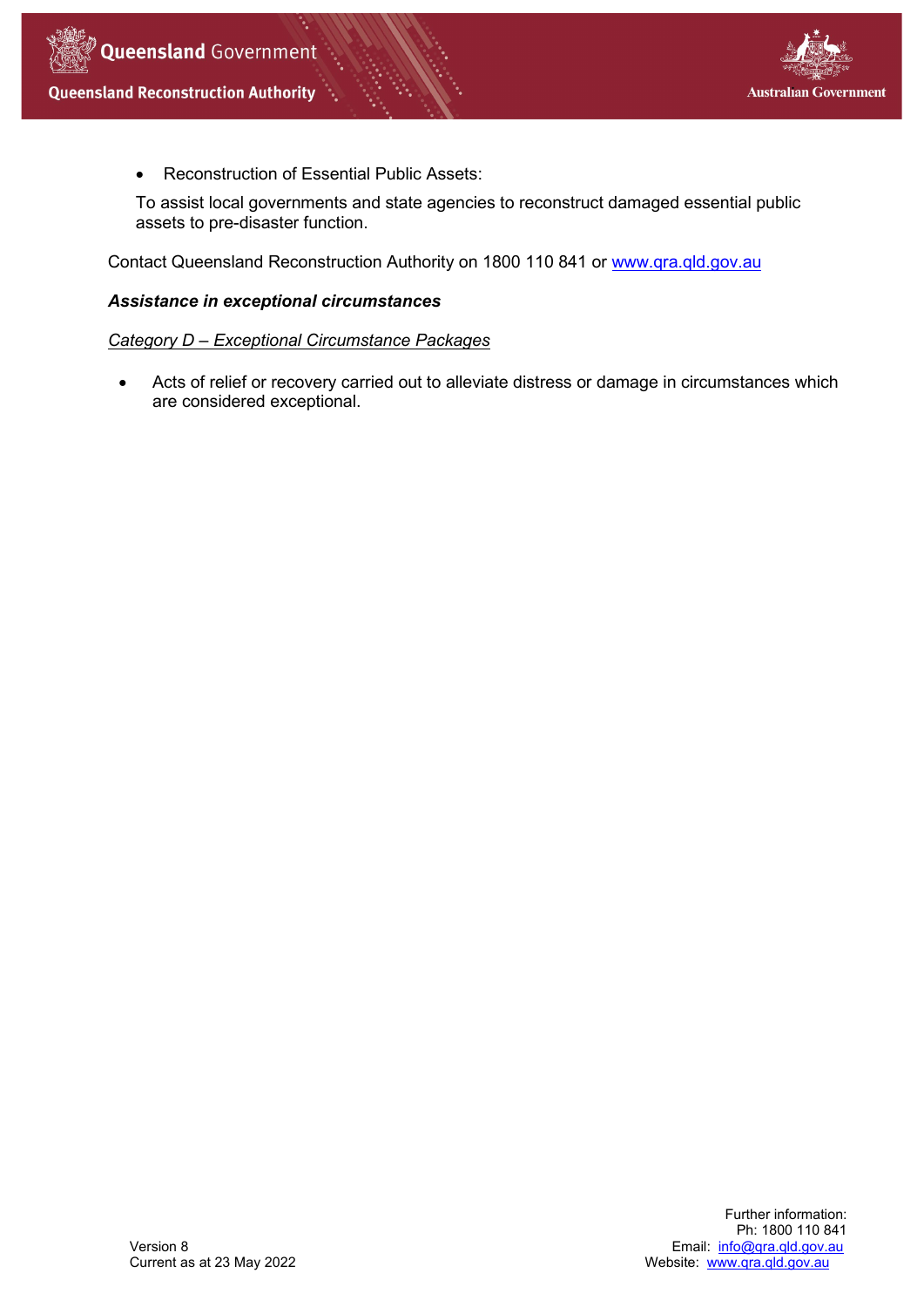- Reconstruction of Essential Public Assets:

  To assist local governments and state agencies to reconstruct damaged essential public assets to pre-disaster function.

Contact Queensland Reconstruction Authority on 1800 110 841 or [www.qra.qld.gov.au](http://www.qra.qld.gov.au)

***Assistance in exceptional circumstances***

*Category D – Exceptional Circumstance Packages*

- Acts of relief or recovery carried out to alleviate distress or damage in circumstances which are considered exceptional.

Version 8
Current as at 23 May 2022

Further information:
Ph: 1800 110 841
Email: [info@qra.qld.gov.au](mailto:info@qra.qld.gov.au)
Website: [www.qra.qld.gov.au](http://www.qra.qld.gov.au)